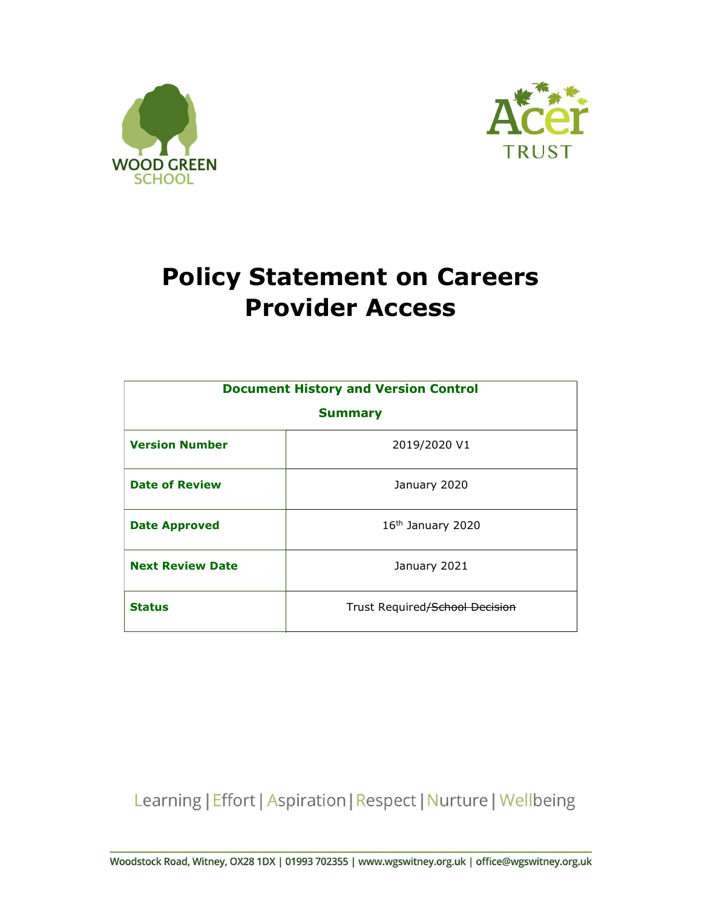WOOD GREEN SCHOOL

Acer TRUST

# Policy Statement on Careers Provider Access

| Document History and Version Control Summary | |
|---|---|
| **Version Number** | 2019/2020 V1 |
| **Date of Review** | January 2020 |
| **Date Approved** | 16th January 2020 |
| **Next Review Date** | January 2021 |
| **Status** | Trust Required/~~School Decision~~ |

Learning | Effort | Aspiration | Respect | Nurture | Wellbeing

Woodstock Road, Witney, OX28 1DX | 01993 702355 | www.wgswitney.org.uk | office@wgswitney.org.uk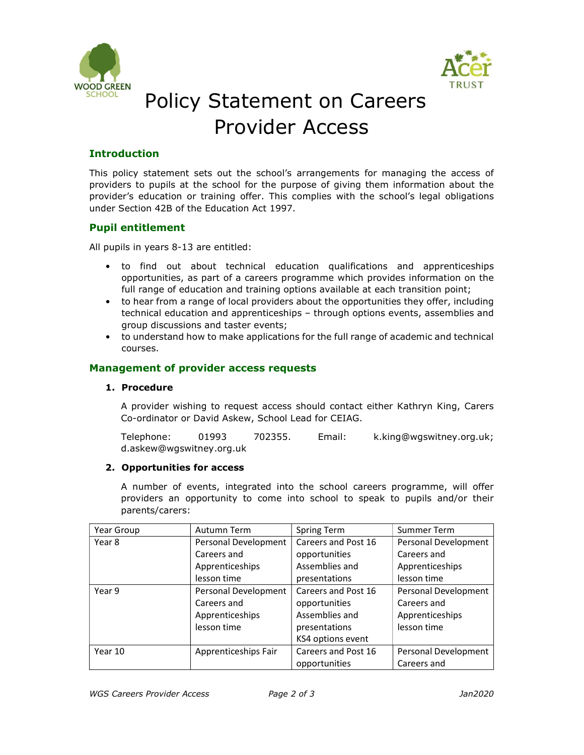# Policy Statement on Careers Provider Access

## Introduction

This policy statement sets out the school's arrangements for managing the access of providers to pupils at the school for the purpose of giving them information about the provider's education or training offer. This complies with the school's legal obligations under Section 42B of the Education Act 1997.

## Pupil entitlement

All pupils in years 8-13 are entitled:

- to find out about technical education qualifications and apprenticeships opportunities, as part of a careers programme which provides information on the full range of education and training options available at each transition point;
- to hear from a range of local providers about the opportunities they offer, including technical education and apprenticeships – through options events, assemblies and group discussions and taster events;
- to understand how to make applications for the full range of academic and technical courses.

## Management of provider access requests

### 1. Procedure

A provider wishing to request access should contact either Kathryn King, Carers Co-ordinator or David Askew, School Lead for CEIAG.

Telephone: 01993 702355. Email: k.king@wgswitney.org.uk; d.askew@wgswitney.org.uk

### 2. Opportunities for access

A number of events, integrated into the school careers programme, will offer providers an opportunity to come into school to speak to pupils and/or their parents/carers:

| Year Group | Autumn Term | Spring Term | Summer Term |
|---|---|---|---|
| Year 8 | Personal Development Careers and Apprenticeships lesson time | Careers and Post 16 opportunities Assemblies and presentations | Personal Development Careers and Apprenticeships lesson time |
| Year 9 | Personal Development Careers and Apprenticeships lesson time | Careers and Post 16 opportunities Assemblies and presentations KS4 options event | Personal Development Careers and Apprenticeships lesson time |
| Year 10 | Apprenticeships Fair | Careers and Post 16 opportunities | Personal Development Careers and |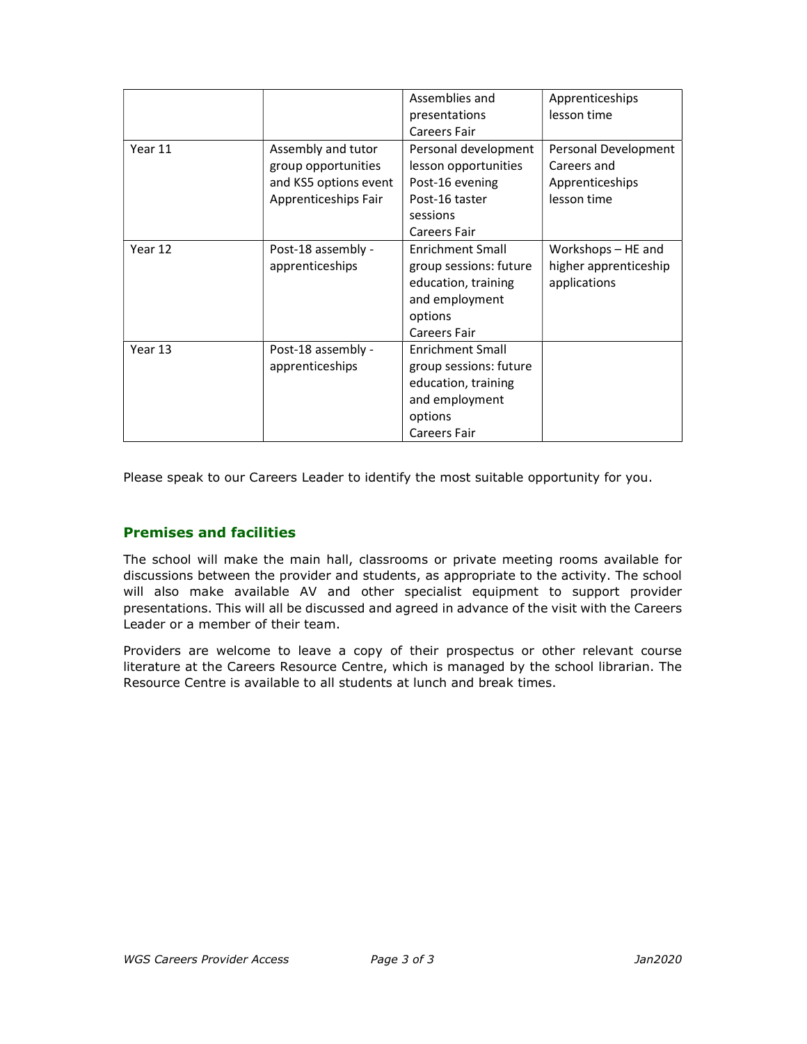| | | | |
|---|---|---|---|
| | | Assemblies and presentations<br>Careers Fair | Apprenticeships lesson time |
| Year 11 | Assembly and tutor group opportunities and KS5 options event Apprenticeships Fair | Personal development lesson opportunities<br>Post-16 evening<br>Post-16 taster sessions<br>Careers Fair | Personal Development Careers and Apprenticeships lesson time |
| Year 12 | Post-18 assembly - apprenticeships | Enrichment Small group sessions: future education, training and employment options<br>Careers Fair | Workshops – HE and higher apprenticeship applications |
| Year 13 | Post-18 assembly - apprenticeships | Enrichment Small group sessions: future education, training and employment options<br>Careers Fair | |

Please speak to our Careers Leader to identify the most suitable opportunity for you.

## Premises and facilities

The school will make the main hall, classrooms or private meeting rooms available for discussions between the provider and students, as appropriate to the activity. The school will also make available AV and other specialist equipment to support provider presentations. This will all be discussed and agreed in advance of the visit with the Careers Leader or a member of their team.

Providers are welcome to leave a copy of their prospectus or other relevant course literature at the Careers Resource Centre, which is managed by the school librarian. The Resource Centre is available to all students at lunch and break times.